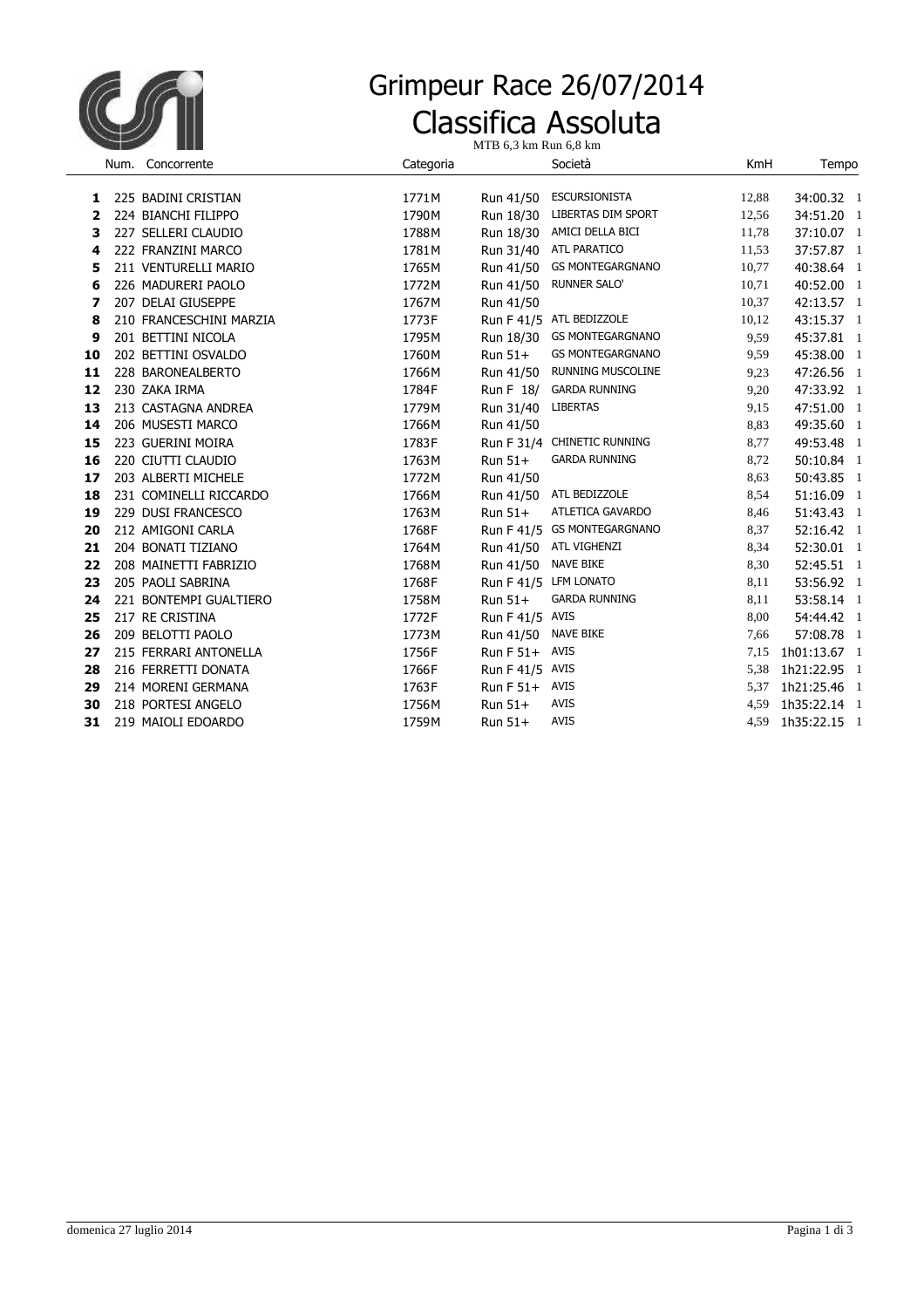# Grimpeur Race 26/07/2014

# Classifica Assoluta

MTB 6,3 km Run 6,8 km

| | Num. | Concorrente | Categoria | | Società | KmH | Tempo |
|---|---|---|---|---|---|---|---|
| 1 | 225 | BADINI CRISTIAN | 1771M | Run 41/50 | ESCURSIONISTA | 12,88 | 34:00.32 1 |
| 2 | 224 | BIANCHI FILIPPO | 1790M | Run 18/30 | LIBERTAS DIM SPORT | 12,56 | 34:51.20 1 |
| 3 | 227 | SELLERI CLAUDIO | 1788M | Run 18/30 | AMICI DELLA BICI | 11,78 | 37:10.07 1 |
| 4 | 222 | FRANZINI MARCO | 1781M | Run 31/40 | ATL PARATICO | 11,53 | 37:57.87 1 |
| 5 | 211 | VENTURELLI MARIO | 1765M | Run 41/50 | GS MONTEGARGNANO | 10,77 | 40:38.64 1 |
| 6 | 226 | MADURERI PAOLO | 1772M | Run 41/50 | RUNNER SALO' | 10,71 | 40:52.00 1 |
| 7 | 207 | DELAI GIUSEPPE | 1767M | Run 41/50 | | 10,37 | 42:13.57 1 |
| 8 | 210 | FRANCESCHINI MARZIA | 1773F | Run F 41/5 | ATL BEDIZZOLE | 10,12 | 43:15.37 1 |
| 9 | 201 | BETTINI NICOLA | 1795M | Run 18/30 | GS MONTEGARGNANO | 9,59 | 45:37.81 1 |
| 10 | 202 | BETTINI OSVALDO | 1760M | Run 51+ | GS MONTEGARGNANO | 9,59 | 45:38.00 1 |
| 11 | 228 | BARONEALBERTO | 1766M | Run 41/50 | RUNNING MUSCOLINE | 9,23 | 47:26.56 1 |
| 12 | 230 | ZAKA IRMA | 1784F | Run F 18/ | GARDA RUNNING | 9,20 | 47:33.92 1 |
| 13 | 213 | CASTAGNA ANDREA | 1779M | Run 31/40 | LIBERTAS | 9,15 | 47:51.00 1 |
| 14 | 206 | MUSESTI MARCO | 1766M | Run 41/50 | | 8,83 | 49:35.60 1 |
| 15 | 223 | GUERINI MOIRA | 1783F | Run F 31/4 | CHINETIC RUNNING | 8,77 | 49:53.48 1 |
| 16 | 220 | CIUTTI CLAUDIO | 1763M | Run 51+ | GARDA RUNNING | 8,72 | 50:10.84 1 |
| 17 | 203 | ALBERTI MICHELE | 1772M | Run 41/50 | | 8,63 | 50:43.85 1 |
| 18 | 231 | COMINELLI RICCARDO | 1766M | Run 41/50 | ATL BEDIZZOLE | 8,54 | 51:16.09 1 |
| 19 | 229 | DUSI FRANCESCO | 1763M | Run 51+ | ATLETICA GAVARDO | 8,46 | 51:43.43 1 |
| 20 | 212 | AMIGONI CARLA | 1768F | Run F 41/5 | GS MONTEGARGNANO | 8,37 | 52:16.42 1 |
| 21 | 204 | BONATI TIZIANO | 1764M | Run 41/50 | ATL VIGHENZI | 8,34 | 52:30.01 1 |
| 22 | 208 | MAINETTI FABRIZIO | 1768M | Run 41/50 | NAVE BIKE | 8,30 | 52:45.51 1 |
| 23 | 205 | PAOLI SABRINA | 1768F | Run F 41/5 | LFM LONATO | 8,11 | 53:56.92 1 |
| 24 | 221 | BONTEMPI GUALTIERO | 1758M | Run 51+ | GARDA RUNNING | 8,11 | 53:58.14 1 |
| 25 | 217 | RE CRISTINA | 1772F | Run F 41/5 | AVIS | 8,00 | 54:44.42 1 |
| 26 | 209 | BELOTTI PAOLO | 1773M | Run 41/50 | NAVE BIKE | 7,66 | 57:08.78 1 |
| 27 | 215 | FERRARI ANTONELLA | 1756F | Run F 51+ | AVIS | 7,15 | 1h01:13.67 1 |
| 28 | 216 | FERRETTI DONATA | 1766F | Run F 41/5 | AVIS | 5,38 | 1h21:22.95 1 |
| 29 | 214 | MORENI GERMANA | 1763F | Run F 51+ | AVIS | 5,37 | 1h21:25.46 1 |
| 30 | 218 | PORTESI ANGELO | 1756M | Run 51+ | AVIS | 4,59 | 1h35:22.14 1 |
| 31 | 219 | MAIOLI EDOARDO | 1759M | Run 51+ | AVIS | 4,59 | 1h35:22.15 1 |

domenica 27 luglio 2014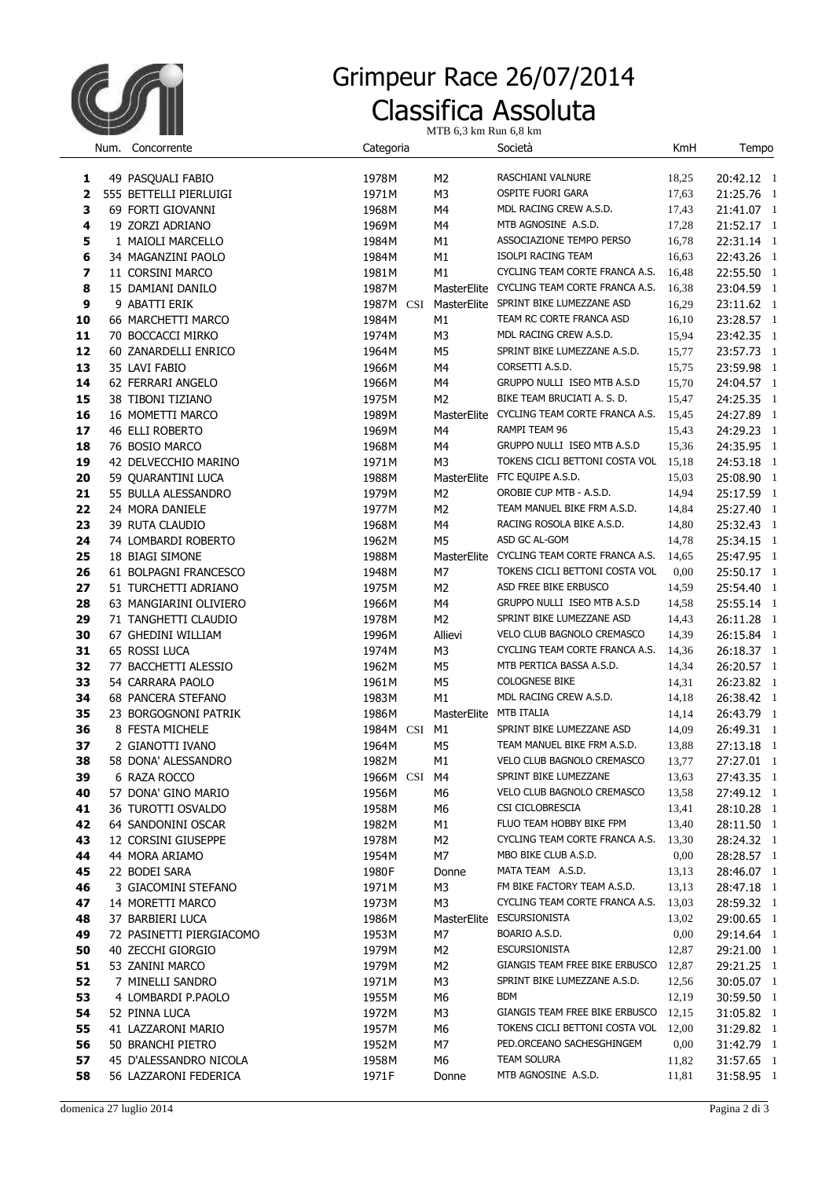# Grimpeur Race 26/07/2014

# Classifica Assoluta

MTB 6,3 km Run 6,8 km

| | Num. | Concorrente | Categoria | | | Società | KmH | Tempo |
|---|---|---|---|---|---|---|---|---|
| **1** | 49 | PASQUALI FABIO | 1978M | | M2 | RASCHIANI VALNURE | 18,25 | 20:42.12 1 |
| **2** | 555 | BETTELLI PIERLUIGI | 1971M | | M3 | OSPITE FUORI GARA | 17,63 | 21:25.76 1 |
| **3** | 69 | FORTI GIOVANNI | 1968M | | M4 | MDL RACING CREW A.S.D. | 17,43 | 21:41.07 1 |
| **4** | 19 | ZORZI ADRIANO | 1969M | | M4 | MTB AGNOSINE A.S.D. | 17,28 | 21:52.17 1 |
| **5** | 1 | MAIOLI MARCELLO | 1984M | | M1 | ASSOCIAZIONE TEMPO PERSO | 16,78 | 22:31.14 1 |
| **6** | 34 | MAGANZINI PAOLO | 1984M | | M1 | ISOLPI RACING TEAM | 16,63 | 22:43.26 1 |
| **7** | 11 | CORSINI MARCO | 1981M | | M1 | CYCLING TEAM CORTE FRANCA A.S. | 16,48 | 22:55.50 1 |
| **8** | 15 | DAMIANI DANILO | 1987M | | MasterElite | CYCLING TEAM CORTE FRANCA A.S. | 16,38 | 23:04.59 1 |
| **9** | 9 | ABATTI ERIK | 1987M | CSI | MasterElite | SPRINT BIKE LUMEZZANE ASD | 16,29 | 23:11.62 1 |
| **10** | 66 | MARCHETTI MARCO | 1984M | | M1 | TEAM RC CORTE FRANCA ASD | 16,10 | 23:28.57 1 |
| **11** | 70 | BOCCACCI MIRKO | 1974M | | M3 | MDL RACING CREW A.S.D. | 15,94 | 23:42.35 1 |
| **12** | 60 | ZANARDELLI ENRICO | 1964M | | M5 | SPRINT BIKE LUMEZZANE A.S.D. | 15,77 | 23:57.73 1 |
| **13** | 35 | LAVI FABIO | 1966M | | M4 | CORSETTI A.S.D. | 15,75 | 23:59.98 1 |
| **14** | 62 | FERRARI ANGELO | 1966M | | M4 | GRUPPO NULLI ISEO MTB A.S.D | 15,70 | 24:04.57 1 |
| **15** | 38 | TIBONI TIZIANO | 1975M | | M2 | BIKE TEAM BRUCIATI A. S. D. | 15,47 | 24:25.35 1 |
| **16** | 16 | MOMETTI MARCO | 1989M | | MasterElite | CYCLING TEAM CORTE FRANCA A.S. | 15,45 | 24:27.89 1 |
| **17** | 46 | ELLI ROBERTO | 1969M | | M4 | RAMPI TEAM 96 | 15,43 | 24:29.23 1 |
| **18** | 76 | BOSIO MARCO | 1968M | | M4 | GRUPPO NULLI ISEO MTB A.S.D | 15,36 | 24:35.95 1 |
| **19** | 42 | DELVECCHIO MARINO | 1971M | | M3 | TOKENS CICLI BETTONI COSTA VOL | 15,18 | 24:53.18 1 |
| **20** | 59 | QUARANTINI LUCA | 1988M | | MasterElite | FTC EQUIPE A.S.D. | 15,03 | 25:08.90 1 |
| **21** | 55 | BULLA ALESSANDRO | 1979M | | M2 | OROBIE CUP MTB - A.S.D. | 14,94 | 25:17.59 1 |
| **22** | 24 | MORA DANIELE | 1977M | | M2 | TEAM MANUEL BIKE FRM A.S.D. | 14,84 | 25:27.40 1 |
| **23** | 39 | RUTA CLAUDIO | 1968M | | M4 | RACING ROSOLA BIKE A.S.D. | 14,80 | 25:32.43 1 |
| **24** | 74 | LOMBARDI ROBERTO | 1962M | | M5 | ASD GC AL-GOM | 14,78 | 25:34.15 1 |
| **25** | 18 | BIAGI SIMONE | 1988M | | MasterElite | CYCLING TEAM CORTE FRANCA A.S. | 14,65 | 25:47.95 1 |
| **26** | 61 | BOLPAGNI FRANCESCO | 1948M | | M7 | TOKENS CICLI BETTONI COSTA VOL | 0,00 | 25:50.17 1 |
| **27** | 51 | TURCHETTI ADRIANO | 1975M | | M2 | ASD FREE BIKE ERBUSCO | 14,59 | 25:54.40 1 |
| **28** | 63 | MANGIARINI OLIVIERO | 1966M | | M4 | GRUPPO NULLI ISEO MTB A.S.D | 14,58 | 25:55.14 1 |
| **29** | 71 | TANGHETTI CLAUDIO | 1978M | | M2 | SPRINT BIKE LUMEZZANE ASD | 14,43 | 26:11.28 1 |
| **30** | 67 | GHEDINI WILLIAM | 1996M | | Allievi | VELO CLUB BAGNOLO CREMASCO | 14,39 | 26:15.84 1 |
| **31** | 65 | ROSSI LUCA | 1974M | | M3 | CYCLING TEAM CORTE FRANCA A.S. | 14,36 | 26:18.37 1 |
| **32** | 77 | BACCHETTI ALESSIO | 1962M | | M5 | MTB PERTICA BASSA A.S.D. | 14,34 | 26:20.57 1 |
| **33** | 54 | CARRARA PAOLO | 1961M | | M5 | COLOGNESE BIKE | 14,31 | 26:23.82 1 |
| **34** | 68 | PANCERA STEFANO | 1983M | | M1 | MDL RACING CREW A.S.D. | 14,18 | 26:38.42 1 |
| **35** | 23 | BORGOGNONI PATRIK | 1986M | | MasterElite | MTB ITALIA | 14,14 | 26:43.79 1 |
| **36** | 8 | FESTA MICHELE | 1984M | CSI | M1 | SPRINT BIKE LUMEZZANE ASD | 14,09 | 26:49.31 1 |
| **37** | 2 | GIANOTTI IVANO | 1964M | | M5 | TEAM MANUEL BIKE FRM A.S.D. | 13,88 | 27:13.18 1 |
| **38** | 58 | DONA' ALESSANDRO | 1982M | | M1 | VELO CLUB BAGNOLO CREMASCO | 13,77 | 27:27.01 1 |
| **39** | 6 | RAZA ROCCO | 1966M | CSI | M4 | SPRINT BIKE LUMEZZANE | 13,63 | 27:43.35 1 |
| **40** | 57 | DONA' GINO MARIO | 1956M | | M6 | VELO CLUB BAGNOLO CREMASCO | 13,58 | 27:49.12 1 |
| **41** | 36 | TUROTTI OSVALDO | 1958M | | M6 | CSI CICLOBRESCIA | 13,41 | 28:10.28 1 |
| **42** | 64 | SANDONINI OSCAR | 1982M | | M1 | FLUO TEAM HOBBY BIKE FPM | 13,40 | 28:11.50 1 |
| **43** | 12 | CORSINI GIUSEPPE | 1978M | | M2 | CYCLING TEAM CORTE FRANCA A.S. | 13,30 | 28:24.32 1 |
| **44** | 44 | MORA ARIAMO | 1954M | | M7 | MBO BIKE CLUB A.S.D. | 0,00 | 28:28.57 1 |
| **45** | 22 | BODEI SARA | 1980F | | Donne | MATA TEAM A.S.D. | 13,13 | 28:46.07 1 |
| **46** | 3 | GIACOMINI STEFANO | 1971M | | M3 | FM BIKE FACTORY TEAM A.S.D. | 13,13 | 28:47.18 1 |
| **47** | 14 | MORETTI MARCO | 1973M | | M3 | CYCLING TEAM CORTE FRANCA A.S. | 13,03 | 28:59.32 1 |
| **48** | 37 | BARBIERI LUCA | 1986M | | MasterElite | ESCURSIONISTA | 13,02 | 29:00.65 1 |
| **49** | 72 | PASINETTI PIERGIACOMO | 1953M | | M7 | BOARIO A.S.D. | 0,00 | 29:14.64 1 |
| **50** | 40 | ZECCHI GIORGIO | 1979M | | M2 | ESCURSIONISTA | 12,87 | 29:21.00 1 |
| **51** | 53 | ZANINI MARCO | 1979M | | M2 | GIANGIS TEAM FREE BIKE ERBUSCO | 12,87 | 29:21.25 1 |
| **52** | 7 | MINELLI SANDRO | 1971M | | M3 | SPRINT BIKE LUMEZZANE A.S.D. | 12,56 | 30:05.07 1 |
| **53** | 4 | LOMBARDI P.PAOLO | 1955M | | M6 | BDM | 12,19 | 30:59.50 1 |
| **54** | 52 | PINNA LUCA | 1972M | | M3 | GIANGIS TEAM FREE BIKE ERBUSCO | 12,15 | 31:05.82 1 |
| **55** | 41 | LAZZARONI MARIO | 1957M | | M6 | TOKENS CICLI BETTONI COSTA VOL | 12,00 | 31:29.82 1 |
| **56** | 50 | BRANCHI PIETRO | 1952M | | M7 | PED.ORCEANO SACHESGHINGEM | 0,00 | 31:42.79 1 |
| **57** | 45 | D'ALESSANDRO NICOLA | 1958M | | M6 | TEAM SOLURA | 11,82 | 31:57.65 1 |
| **58** | 56 | LAZZARONI FEDERICA | 1971F | | Donne | MTB AGNOSINE A.S.D. | 11,81 | 31:58.95 1 |

domenica 27 luglio 2014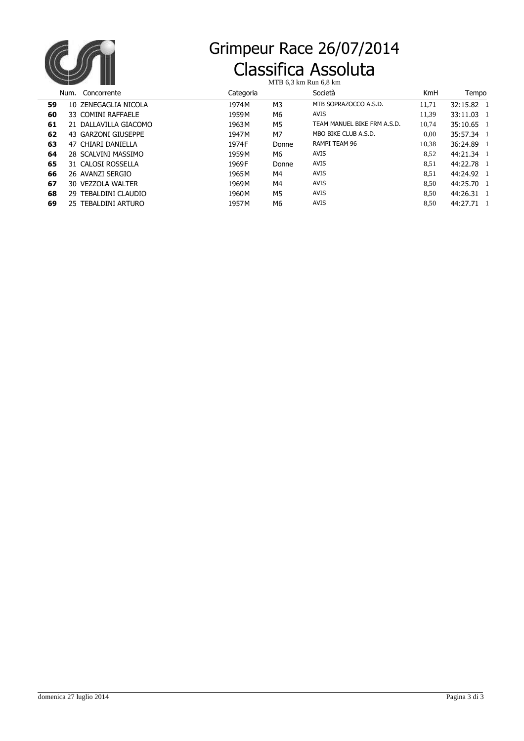# Grimpeur Race 26/07/2014
# Classifica Assoluta

MTB 6,3 km Run 6,8 km

| | Num. | Concorrente | Categoria | | Società | KmH | Tempo | |
|---|---|---|---|---|---|---|---|---|
| **59** | 10 | ZENEGAGLIA NICOLA | 1974M | M3 | MTB SOPRAZOCCO A.S.D. | 11,71 | 32:15.82 | 1 |
| **60** | 33 | COMINI RAFFAELE | 1959M | M6 | AVIS | 11,39 | 33:11.03 | 1 |
| **61** | 21 | DALLAVILLA GIACOMO | 1963M | M5 | TEAM MANUEL BIKE FRM A.S.D. | 10,74 | 35:10.65 | 1 |
| **62** | 43 | GARZONI GIUSEPPE | 1947M | M7 | MBO BIKE CLUB A.S.D. | 0,00 | 35:57.34 | 1 |
| **63** | 47 | CHIARI DANIELLA | 1974F | Donne | RAMPI TEAM 96 | 10,38 | 36:24.89 | 1 |
| **64** | 28 | SCALVINI MASSIMO | 1959M | M6 | AVIS | 8,52 | 44:21.34 | 1 |
| **65** | 31 | CALOSI ROSSELLA | 1969F | Donne | AVIS | 8,51 | 44:22.78 | 1 |
| **66** | 26 | AVANZI SERGIO | 1965M | M4 | AVIS | 8,51 | 44:24.92 | 1 |
| **67** | 30 | VEZZOLA WALTER | 1969M | M4 | AVIS | 8,50 | 44:25.70 | 1 |
| **68** | 29 | TEBALDINI CLAUDIO | 1960M | M5 | AVIS | 8,50 | 44:26.31 | 1 |
| **69** | 25 | TEBALDINI ARTURO | 1957M | M6 | AVIS | 8,50 | 44:27.71 | 1 |

domenica 27 luglio 2014